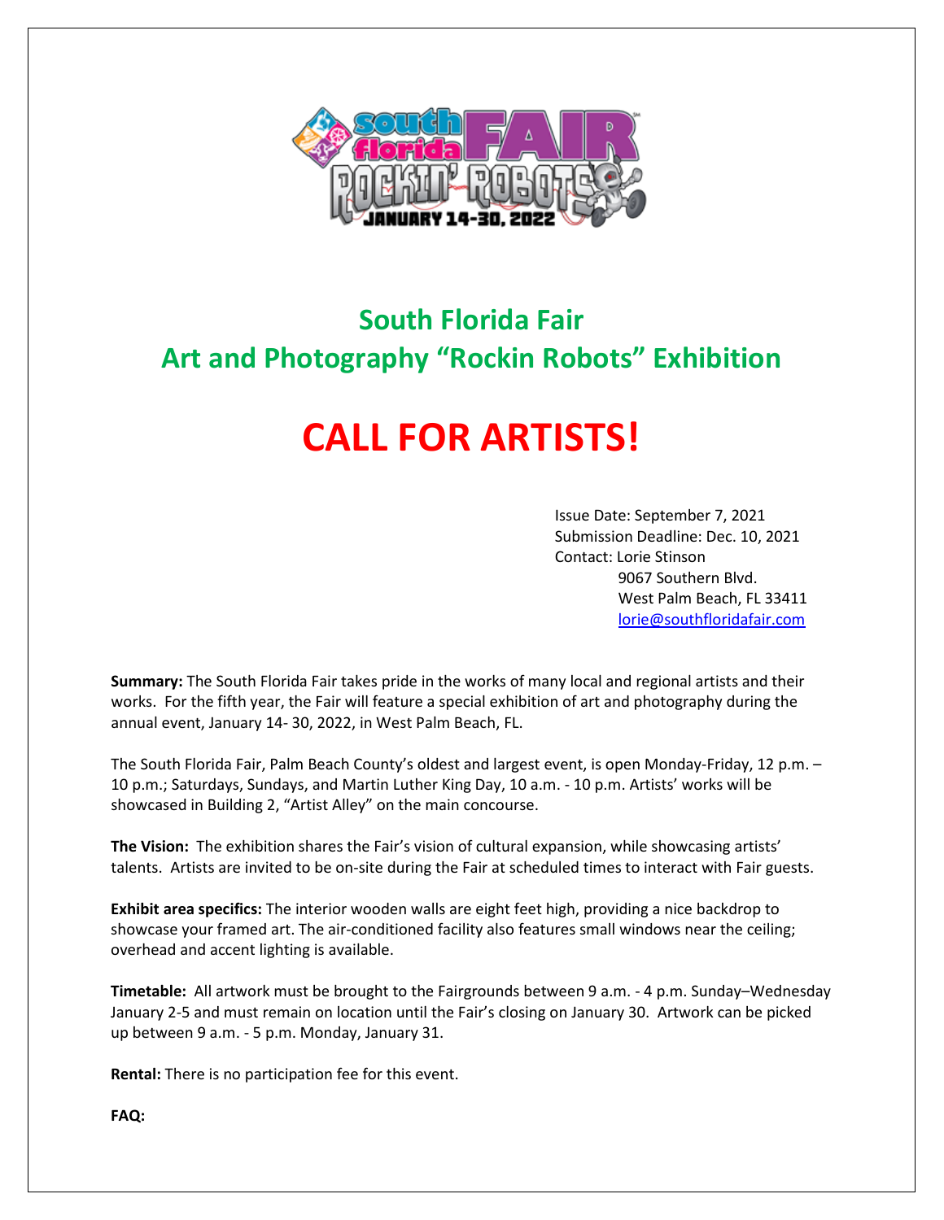## South Florida Fair
## Art and Photography "Rockin Robots" Exhibition

# CALL FOR ARTISTS!

Issue Date: September 7, 2021
Submission Deadline: Dec. 10, 2021
Contact: Lorie Stinson
9067 Southern Blvd.
West Palm Beach, FL 33411
lorie@southfloridafair.com

**Summary:** The South Florida Fair takes pride in the works of many local and regional artists and their works. For the fifth year, the Fair will feature a special exhibition of art and photography during the annual event, January 14- 30, 2022, in West Palm Beach, FL.

The South Florida Fair, Palm Beach County's oldest and largest event, is open Monday-Friday, 12 p.m. – 10 p.m.; Saturdays, Sundays, and Martin Luther King Day, 10 a.m. - 10 p.m. Artists' works will be showcased in Building 2, "Artist Alley" on the main concourse.

**The Vision:** The exhibition shares the Fair's vision of cultural expansion, while showcasing artists' talents. Artists are invited to be on-site during the Fair at scheduled times to interact with Fair guests.

**Exhibit area specifics:** The interior wooden walls are eight feet high, providing a nice backdrop to showcase your framed art. The air-conditioned facility also features small windows near the ceiling; overhead and accent lighting is available.

**Timetable:** All artwork must be brought to the Fairgrounds between 9 a.m. - 4 p.m. Sunday–Wednesday January 2-5 and must remain on location until the Fair's closing on January 30. Artwork can be picked up between 9 a.m. - 5 p.m. Monday, January 31.

**Rental:** There is no participation fee for this event.

**FAQ:**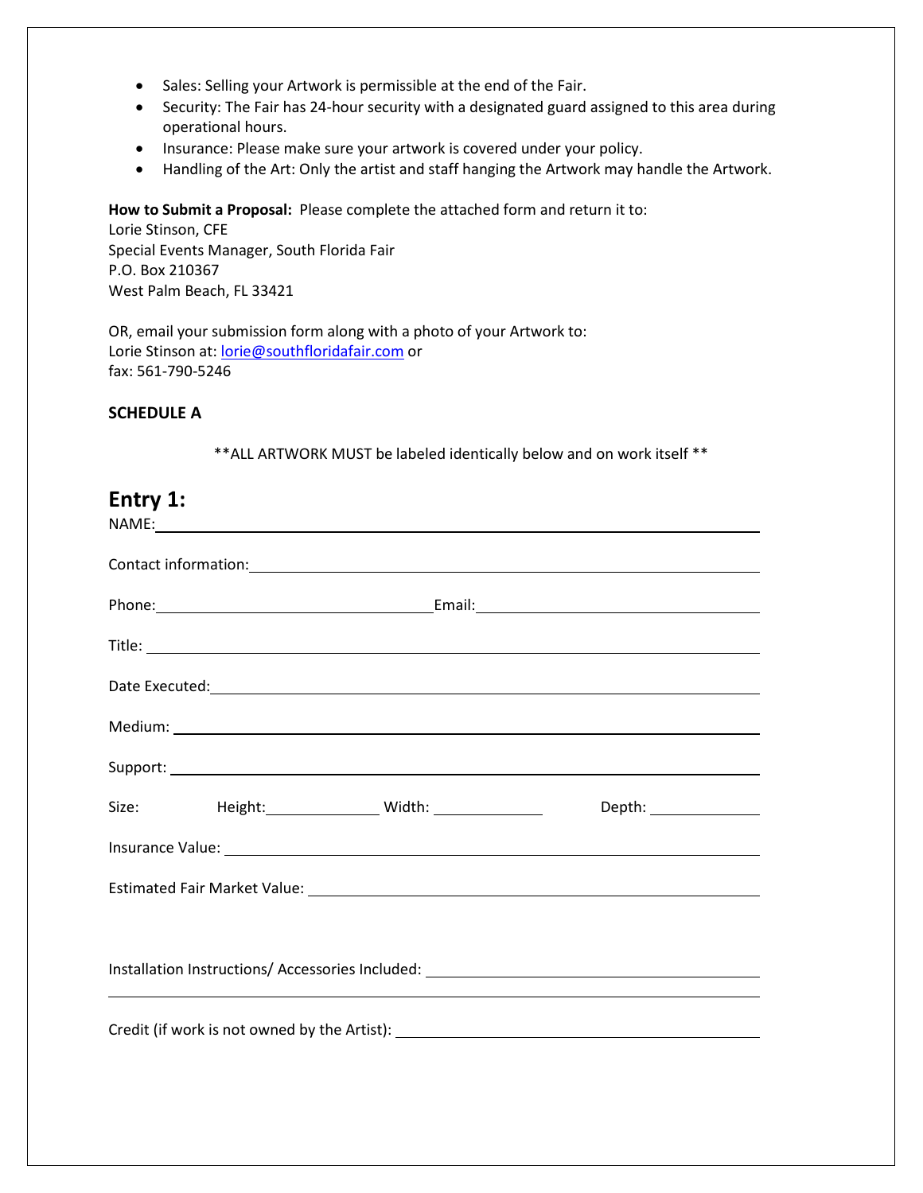- Sales: Selling your Artwork is permissible at the end of the Fair.
- Security: The Fair has 24-hour security with a designated guard assigned to this area during operational hours.
- Insurance: Please make sure your artwork is covered under your policy.
- Handling of the Art: Only the artist and staff hanging the Artwork may handle the Artwork.

**How to Submit a Proposal:** Please complete the attached form and return it to:
Lorie Stinson, CFE
Special Events Manager, South Florida Fair
P.O. Box 210367
West Palm Beach, FL 33421

OR, email your submission form along with a photo of your Artwork to:
Lorie Stinson at: lorie@southfloridafair.com or
fax: 561-790-5246

**SCHEDULE A**

**ALL ARTWORK MUST be labeled identically below and on work itself **

## Entry 1:

NAME: ______________________________

Contact information: ______________________________

Phone: ______________________________ Email: ______________________________

Title: ______________________________

Date Executed: ______________________________

Medium: ______________________________

Support: ______________________________

Size: Height: ______________ Width: ______________ Depth: ______________

Insurance Value: ______________________________

Estimated Fair Market Value: ______________________________

Installation Instructions/ Accessories Included: ______________________________

______________________________

Credit (if work is not owned by the Artist): ______________________________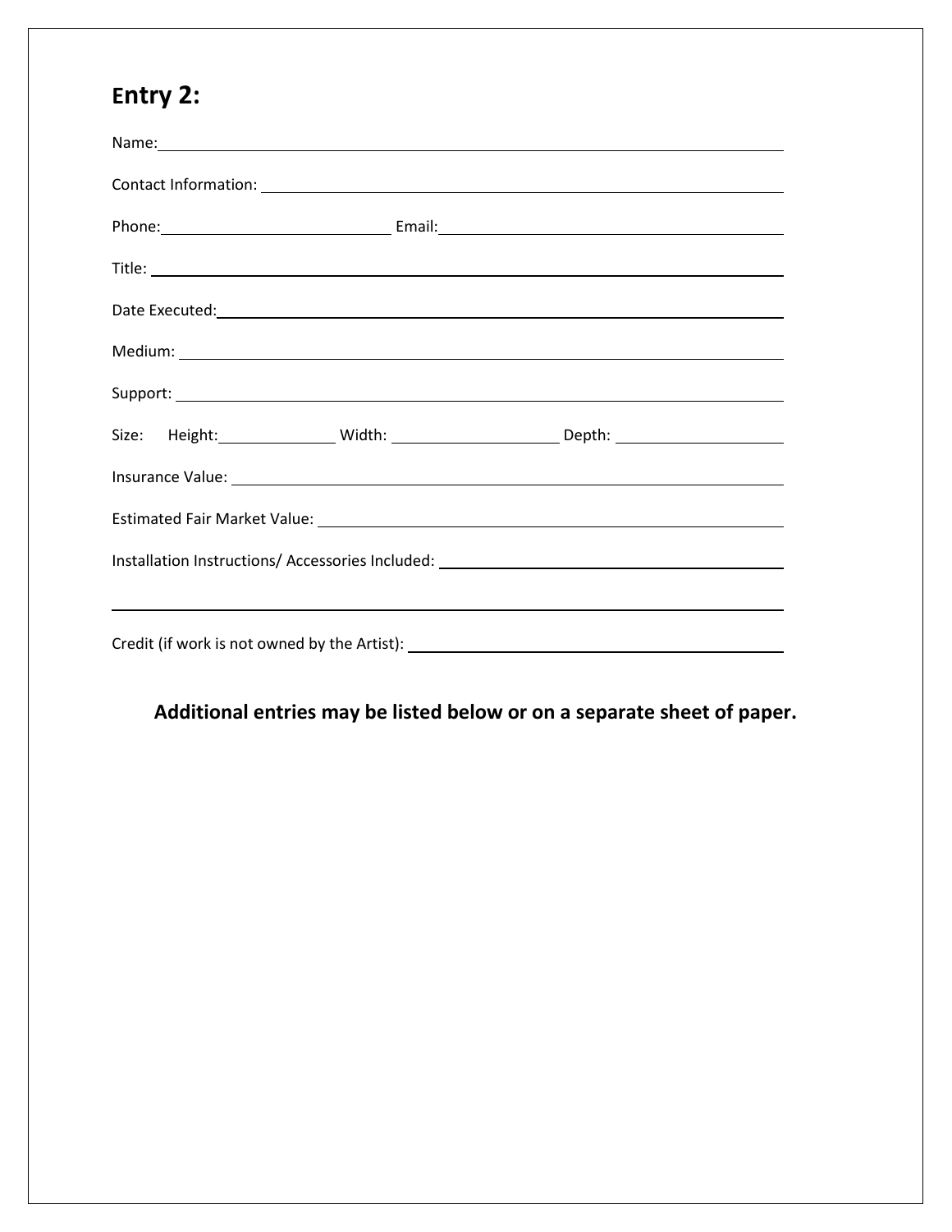## Entry 2:

Name: ____________________

Contact Information: ____________________

Phone: ____________________ Email: ____________________

Title: ____________________

Date Executed: ____________________

Medium: ____________________

Support: ____________________

Size: Height: ____________ Width: ____________ Depth: ____________

Insurance Value: ____________________

Estimated Fair Market Value: ____________________

Installation Instructions/ Accessories Included: ____________________

____________________

Credit (if work is not owned by the Artist): ____________________

**Additional entries may be listed below or on a separate sheet of paper.**